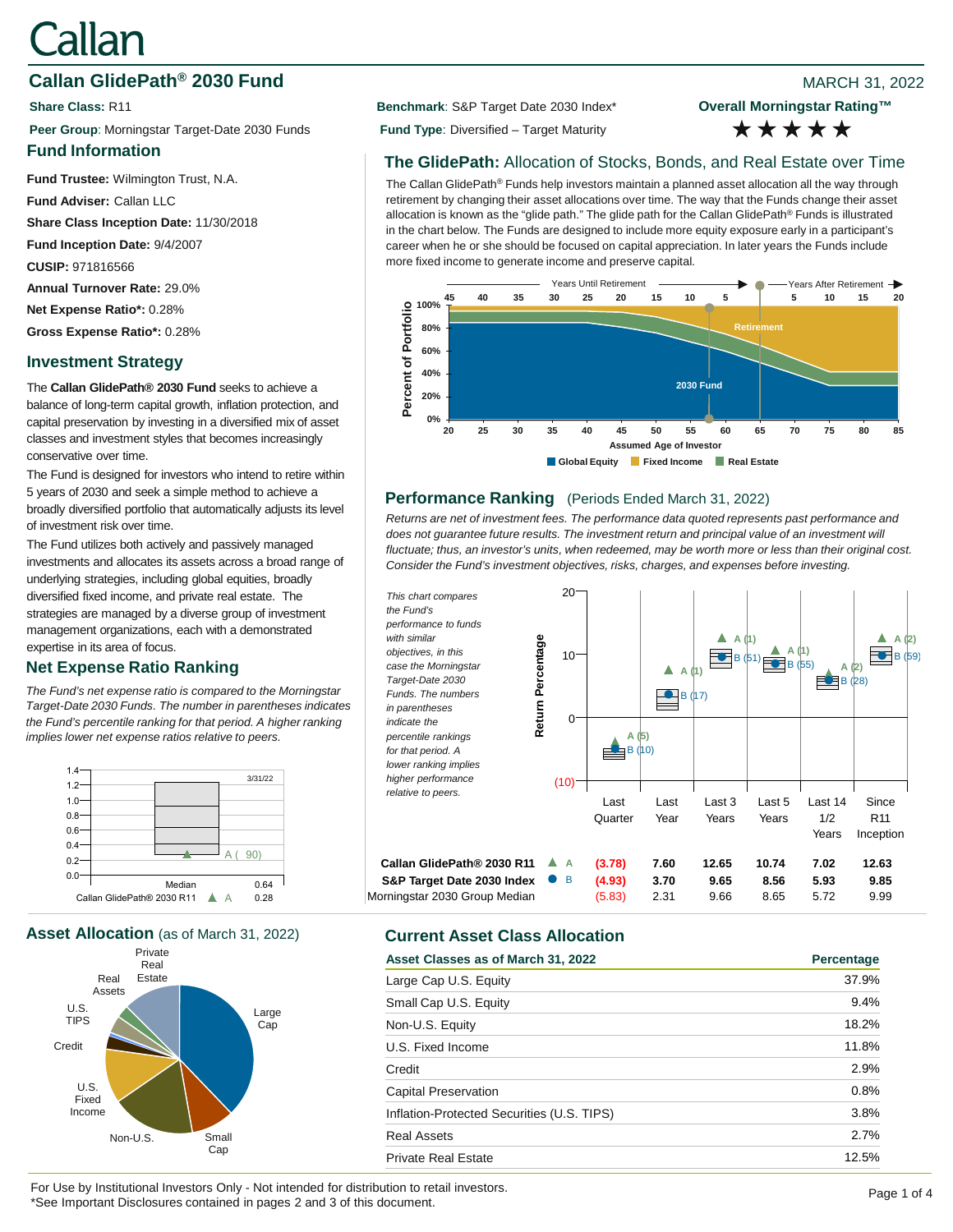# Callan

## Callan GlidePath® 2030 Fund

MARCH 31, 2022

**Share Class:** R11

**Peer Group:** Morningstar Target-Date 2030 Funds

**Benchmark:** S&P Target Date 2030 Index*

**Fund Type:** Diversified – Target Maturity

**Overall Morningstar Rating™** ★★★★★

### Fund Information

**Fund Trustee:** Wilmington Trust, N.A.

**Fund Adviser:** Callan LLC

**Share Class Inception Date:** 11/30/2018

**Fund Inception Date:** 9/4/2007

**CUSIP:** 971816566

**Annual Turnover Rate:** 29.0%

**Net Expense Ratio*:** 0.28%

**Gross Expense Ratio*:** 0.28%

### Investment Strategy

The **Callan GlidePath® 2030 Fund** seeks to achieve a balance of long-term capital growth, inflation protection, and capital preservation by investing in a diversified mix of asset classes and investment styles that becomes increasingly conservative over time.

The Fund is designed for investors who intend to retire within 5 years of 2030 and seek a simple method to achieve a broadly diversified portfolio that automatically adjusts its level of investment risk over time.

The Fund utilizes both actively and passively managed investments and allocates its assets across a broad range of underlying strategies, including global equities, broadly diversified fixed income, and private real estate. The strategies are managed by a diverse group of investment management organizations, each with a demonstrated expertise in its area of focus.

### Net Expense Ratio Ranking

*The Fund's net expense ratio is compared to the Morningstar Target-Date 2030 Funds. The number in parentheses indicates the Fund's percentile ranking for that period. A higher ranking implies lower net expense ratios relative to peers.*

| | 3/31/22 |
|---|---|
| Median | 0.64 |
| Callan GlidePath® 2030 R11 (A) | 0.28 (90) |

### The GlidePath: Allocation of Stocks, Bonds, and Real Estate over Time

The Callan GlidePath® Funds help investors maintain a planned asset allocation all the way through retirement by changing their asset allocations over time. The way that the Funds change their asset allocation is known as the "glide path." The glide path for the Callan GlidePath® Funds is illustrated in the chart below. The Funds are designed to include more equity exposure early in a participant's career when he or she should be focused on capital appreciation. In later years the Funds include more fixed income to generate income and preserve capital.

### Performance Ranking (Periods Ended March 31, 2022)

*Returns are net of investment fees. The performance data quoted represents past performance and does not guarantee future results. The investment return and principal value of an investment will fluctuate; thus, an investor's units, when redeemed, may be worth more or less than their original cost. Consider the Fund's investment objectives, risks, charges, and expenses before investing.*

*This chart compares the Fund's performance to funds with similar objectives, in this case the Morningstar Target-Date 2030 Funds. The numbers in parentheses indicate the percentile rankings for that period. A lower ranking implies higher performance relative to peers.*

| | Last Quarter | Last Year | Last 3 Years | Last 5 Years | Last 14 1/2 Years | Since R11 Inception |
|---|---|---|---|---|---|---|
| **Callan GlidePath® 2030 R11** (A) | **(3.78)** (5) | **7.60** (1) | **12.65** (1) | **10.74** (1) | **7.02** (2) | **12.63** (2) |
| **S&P Target Date 2030 Index** (B) | **(4.93)** (10) | **3.70** (17) | **9.65** (51) | **8.56** (55) | **5.93** (28) | **9.85** (59) |
| Morningstar 2030 Group Median | (5.83) | 2.31 | 9.66 | 8.65 | 5.72 | 9.99 |

### Asset Allocation (as of March 31, 2022)

### Current Asset Class Allocation

| Asset Classes as of March 31, 2022 | Percentage |
|---|---|
| Large Cap U.S. Equity | 37.9% |
| Small Cap U.S. Equity | 9.4% |
| Non-U.S. Equity | 18.2% |
| U.S. Fixed Income | 11.8% |
| Credit | 2.9% |
| Capital Preservation | 0.8% |
| Inflation-Protected Securities (U.S. TIPS) | 3.8% |
| Real Assets | 2.7% |
| Private Real Estate | 12.5% |

For Use by Institutional Investors Only - Not intended for distribution to retail investors.
*See Important Disclosures contained in pages 2 and 3 of this document.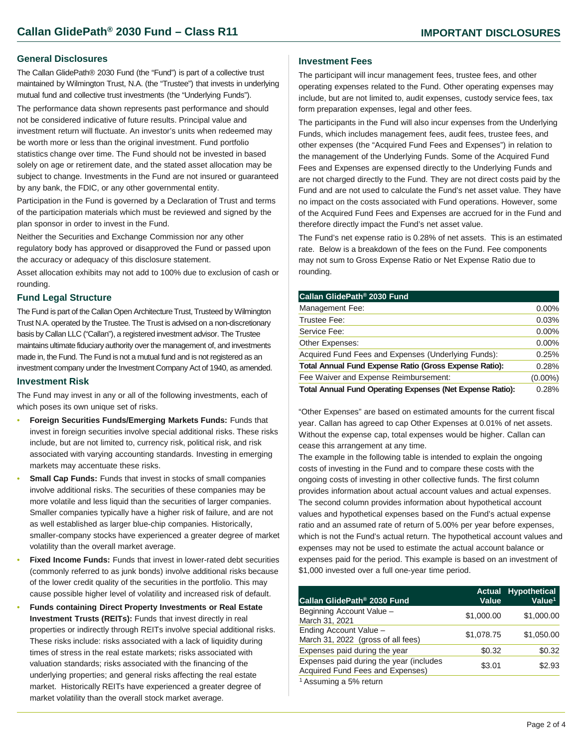# Callan GlidePath® 2030 Fund – Class R11

## IMPORTANT DISCLOSURES

### General Disclosures

The Callan GlidePath® 2030 Fund (the "Fund") is part of a collective trust maintained by Wilmington Trust, N.A. (the "Trustee") that invests in underlying mutual fund and collective trust investments (the "Underlying Funds").

The performance data shown represents past performance and should not be considered indicative of future results. Principal value and investment return will fluctuate. An investor's units when redeemed may be worth more or less than the original investment. Fund portfolio statistics change over time. The Fund should not be invested in based solely on age or retirement date, and the stated asset allocation may be subject to change. Investments in the Fund are not insured or guaranteed by any bank, the FDIC, or any other governmental entity.

Participation in the Fund is governed by a Declaration of Trust and terms of the participation materials which must be reviewed and signed by the plan sponsor in order to invest in the Fund.

Neither the Securities and Exchange Commission nor any other regulatory body has approved or disapproved the Fund or passed upon the accuracy or adequacy of this disclosure statement.

Asset allocation exhibits may not add to 100% due to exclusion of cash or rounding.

### Fund Legal Structure

The Fund is part of the Callan Open Architecture Trust, Trusteed by Wilmington Trust N.A. operated by the Trustee. The Trust is advised on a non-discretionary basis by Callan LLC ("Callan"), a registered investment advisor. The Trustee maintains ultimate fiduciary authority over the management of, and investments made in, the Fund. The Fund is not a mutual fund and is not registered as an investment company under the Investment Company Act of 1940, as amended.

### Investment Risk

The Fund may invest in any or all of the following investments, each of which poses its own unique set of risks.

- **Foreign Securities Funds/Emerging Markets Funds:** Funds that invest in foreign securities involve special additional risks. These risks include, but are not limited to, currency risk, political risk, and risk associated with varying accounting standards. Investing in emerging markets may accentuate these risks.
- **Small Cap Funds:** Funds that invest in stocks of small companies involve additional risks. The securities of these companies may be more volatile and less liquid than the securities of larger companies. Smaller companies typically have a higher risk of failure, and are not as well established as larger blue-chip companies. Historically, smaller-company stocks have experienced a greater degree of market volatility than the overall market average.
- **Fixed Income Funds:** Funds that invest in lower-rated debt securities (commonly referred to as junk bonds) involve additional risks because of the lower credit quality of the securities in the portfolio. This may cause possible higher level of volatility and increased risk of default.
- **Funds containing Direct Property Investments or Real Estate Investment Trusts (REITs):** Funds that invest directly in real properties or indirectly through REITs involve special additional risks. These risks include: risks associated with a lack of liquidity during times of stress in the real estate markets; risks associated with valuation standards; risks associated with the financing of the underlying properties; and general risks affecting the real estate market. Historically REITs have experienced a greater degree of market volatility than the overall stock market average.

### Investment Fees

The participant will incur management fees, trustee fees, and other operating expenses related to the Fund. Other operating expenses may include, but are not limited to, audit expenses, custody service fees, tax form preparation expenses, legal and other fees.

The participants in the Fund will also incur expenses from the Underlying Funds, which includes management fees, audit fees, trustee fees, and other expenses (the "Acquired Fund Fees and Expenses") in relation to the management of the Underlying Funds. Some of the Acquired Fund Fees and Expenses are expensed directly to the Underlying Funds and are not charged directly to the Fund. They are not direct costs paid by the Fund and are not used to calculate the Fund's net asset value. They have no impact on the costs associated with Fund operations. However, some of the Acquired Fund Fees and Expenses are accrued for in the Fund and therefore directly impact the Fund's net asset value.

The Fund's net expense ratio is 0.28% of net assets. This is an estimated rate. Below is a breakdown of the fees on the Fund. Fee components may not sum to Gross Expense Ratio or Net Expense Ratio due to rounding.

| Callan GlidePath® 2030 Fund | |
|---|---|
| Management Fee: | 0.00% |
| Trustee Fee: | 0.03% |
| Service Fee: | 0.00% |
| Other Expenses: | 0.00% |
| Acquired Fund Fees and Expenses (Underlying Funds): | 0.25% |
| **Total Annual Fund Expense Ratio (Gross Expense Ratio):** | 0.28% |
| Fee Waiver and Expense Reimbursement: | (0.00%) |
| **Total Annual Fund Operating Expenses (Net Expense Ratio):** | 0.28% |

"Other Expenses" are based on estimated amounts for the current fiscal year. Callan has agreed to cap Other Expenses at 0.01% of net assets. Without the expense cap, total expenses would be higher. Callan can cease this arrangement at any time.

The example in the following table is intended to explain the ongoing costs of investing in the Fund and to compare these costs with the ongoing costs of investing in other collective funds. The first column provides information about actual account values and actual expenses. The second column provides information about hypothetical account values and hypothetical expenses based on the Fund's actual expense ratio and an assumed rate of return of 5.00% per year before expenses, which is not the Fund's actual return. The hypothetical account values and expenses may not be used to estimate the actual account balance or expenses paid for the period. This example is based on an investment of $1,000 invested over a full one-year time period.

| Callan GlidePath® 2030 Fund | Actual Value | Hypothetical Value[1] |
|---|---|---|
| Beginning Account Value – March 31, 2021 | $1,000.00 | $1,000.00 |
| Ending Account Value – March 31, 2022 (gross of all fees) | $1,078.75 | $1,050.00 |
| Expenses paid during the year | $0.32 | $0.32 |
| Expenses paid during the year (includes Acquired Fund Fees and Expenses) | $3.01 | $2.93 |

[1] Assuming a 5% return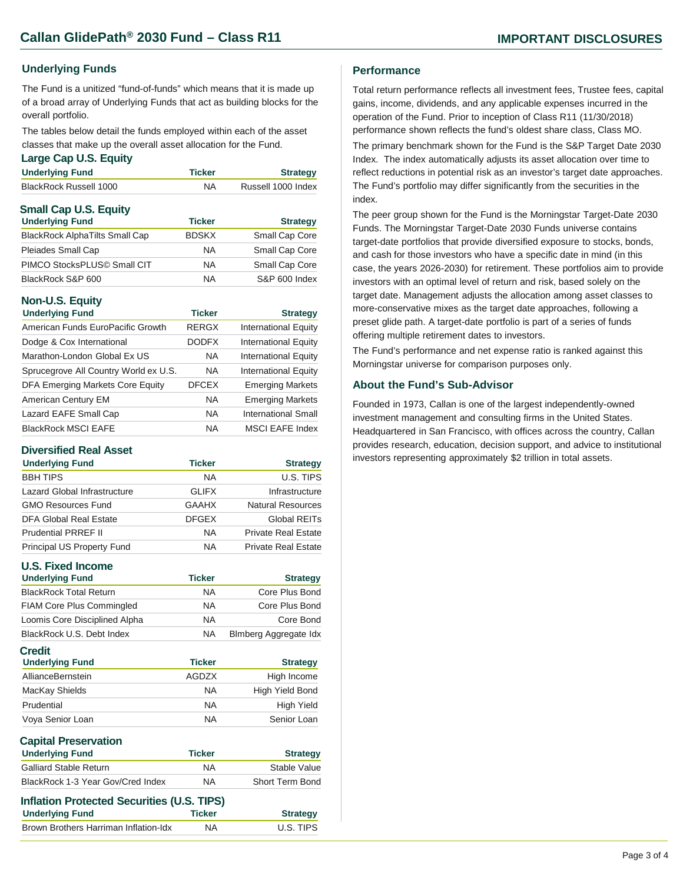# Callan GlidePath® 2030 Fund – Class R11

## IMPORTANT DISCLOSURES

## Underlying Funds

The Fund is a unitized "fund-of-funds" which means that it is made up of a broad array of Underlying Funds that act as building blocks for the overall portfolio.

The tables below detail the funds employed within each of the asset classes that make up the overall asset allocation for the Fund.

### Large Cap U.S. Equity

| Underlying Fund | Ticker | Strategy |
|---|---|---|
| BlackRock Russell 1000 | NA | Russell 1000 Index |

### Small Cap U.S. Equity

| Underlying Fund | Ticker | Strategy |
|---|---|---|
| BlackRock AlphaTilts Small Cap | BDSKX | Small Cap Core |
| Pleiades Small Cap | NA | Small Cap Core |
| PIMCO StocksPLUS© Small CIT | NA | Small Cap Core |
| BlackRock S&P 600 | NA | S&P 600 Index |

### Non-U.S. Equity

| Underlying Fund | Ticker | Strategy |
|---|---|---|
| American Funds EuroPacific Growth | RERGX | International Equity |
| Dodge & Cox International | DODFX | International Equity |
| Marathon-London Global Ex US | NA | International Equity |
| Sprucegrove All Country World ex U.S. | NA | International Equity |
| DFA Emerging Markets Core Equity | DFCEX | Emerging Markets |
| American Century EM | NA | Emerging Markets |
| Lazard EAFE Small Cap | NA | International Small |
| BlackRock MSCI EAFE | NA | MSCI EAFE Index |

### Diversified Real Asset

| Underlying Fund | Ticker | Strategy |
|---|---|---|
| BBH TIPS | NA | U.S. TIPS |
| Lazard Global Infrastructure | GLIFX | Infrastructure |
| GMO Resources Fund | GAAHX | Natural Resources |
| DFA Global Real Estate | DFGEX | Global REITs |
| Prudential PRREF II | NA | Private Real Estate |
| Principal US Property Fund | NA | Private Real Estate |

### U.S. Fixed Income

| Underlying Fund | Ticker | Strategy |
|---|---|---|
| BlackRock Total Return | NA | Core Plus Bond |
| FIAM Core Plus Commingled | NA | Core Plus Bond |
| Loomis Core Disciplined Alpha | NA | Core Bond |
| BlackRock U.S. Debt Index | NA | Blmberg Aggregate Idx |

### Credit

| Underlying Fund | Ticker | Strategy |
|---|---|---|
| AllianceBernstein | AGDZX | High Income |
| MacKay Shields | NA | High Yield Bond |
| Prudential | NA | High Yield |
| Voya Senior Loan | NA | Senior Loan |

### Capital Preservation

| Underlying Fund | Ticker | Strategy |
|---|---|---|
| Galliard Stable Return | NA | Stable Value |
| BlackRock 1-3 Year Gov/Cred Index | NA | Short Term Bond |

### Inflation Protected Securities (U.S. TIPS)

| Underlying Fund | Ticker | Strategy |
|---|---|---|
| Brown Brothers Harriman Inflation-Idx | NA | U.S. TIPS |

## Performance

Total return performance reflects all investment fees, Trustee fees, capital gains, income, dividends, and any applicable expenses incurred in the operation of the Fund. Prior to inception of Class R11 (11/30/2018) performance shown reflects the fund's oldest share class, Class MO.

The primary benchmark shown for the Fund is the S&P Target Date 2030 Index. The index automatically adjusts its asset allocation over time to reflect reductions in potential risk as an investor's target date approaches. The Fund's portfolio may differ significantly from the securities in the index.

The peer group shown for the Fund is the Morningstar Target-Date 2030 Funds. The Morningstar Target-Date 2030 Funds universe contains target-date portfolios that provide diversified exposure to stocks, bonds, and cash for those investors who have a specific date in mind (in this case, the years 2026-2030) for retirement. These portfolios aim to provide investors with an optimal level of return and risk, based solely on the target date. Management adjusts the allocation among asset classes to more-conservative mixes as the target date approaches, following a preset glide path. A target-date portfolio is part of a series of funds offering multiple retirement dates to investors.

The Fund's performance and net expense ratio is ranked against this Morningstar universe for comparison purposes only.

## About the Fund's Sub-Advisor

Founded in 1973, Callan is one of the largest independently-owned investment management and consulting firms in the United States. Headquartered in San Francisco, with offices across the country, Callan provides research, education, decision support, and advice to institutional investors representing approximately $2 trillion in total assets.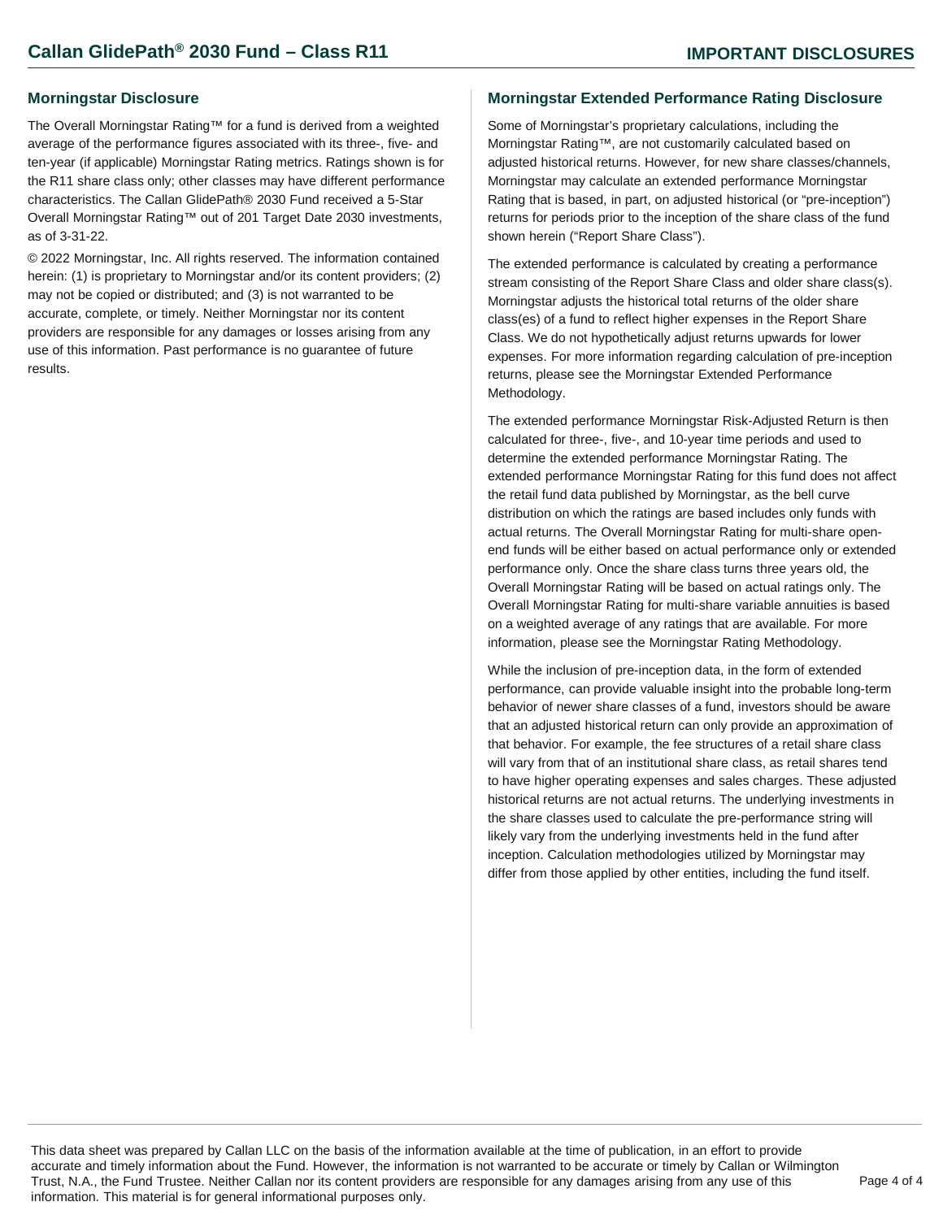## Morningstar Disclosure

The Overall Morningstar Rating™ for a fund is derived from a weighted average of the performance figures associated with its three-, five- and ten-year (if applicable) Morningstar Rating metrics. Ratings shown is for the R11 share class only; other classes may have different performance characteristics. The Callan GlidePath® 2030 Fund received a 5-Star Overall Morningstar Rating™ out of 201 Target Date 2030 investments, as of 3-31-22.

© 2022 Morningstar, Inc. All rights reserved. The information contained herein: (1) is proprietary to Morningstar and/or its content providers; (2) may not be copied or distributed; and (3) is not warranted to be accurate, complete, or timely. Neither Morningstar nor its content providers are responsible for any damages or losses arising from any use of this information. Past performance is no guarantee of future results.

## Morningstar Extended Performance Rating Disclosure

Some of Morningstar's proprietary calculations, including the Morningstar Rating™, are not customarily calculated based on adjusted historical returns. However, for new share classes/channels, Morningstar may calculate an extended performance Morningstar Rating that is based, in part, on adjusted historical (or "pre-inception") returns for periods prior to the inception of the share class of the fund shown herein ("Report Share Class").

The extended performance is calculated by creating a performance stream consisting of the Report Share Class and older share class(s). Morningstar adjusts the historical total returns of the older share class(es) of a fund to reflect higher expenses in the Report Share Class. We do not hypothetically adjust returns upwards for lower expenses. For more information regarding calculation of pre-inception returns, please see the Morningstar Extended Performance Methodology.

The extended performance Morningstar Risk-Adjusted Return is then calculated for three-, five-, and 10-year time periods and used to determine the extended performance Morningstar Rating. The extended performance Morningstar Rating for this fund does not affect the retail fund data published by Morningstar, as the bell curve distribution on which the ratings are based includes only funds with actual returns. The Overall Morningstar Rating for multi-share open-end funds will be either based on actual performance only or extended performance only. Once the share class turns three years old, the Overall Morningstar Rating will be based on actual ratings only. The Overall Morningstar Rating for multi-share variable annuities is based on a weighted average of any ratings that are available. For more information, please see the Morningstar Rating Methodology.

While the inclusion of pre-inception data, in the form of extended performance, can provide valuable insight into the probable long-term behavior of newer share classes of a fund, investors should be aware that an adjusted historical return can only provide an approximation of that behavior. For example, the fee structures of a retail share class will vary from that of an institutional share class, as retail shares tend to have higher operating expenses and sales charges. These adjusted historical returns are not actual returns. The underlying investments in the share classes used to calculate the pre-performance string will likely vary from the underlying investments held in the fund after inception. Calculation methodologies utilized by Morningstar may differ from those applied by other entities, including the fund itself.

This data sheet was prepared by Callan LLC on the basis of the information available at the time of publication, in an effort to provide accurate and timely information about the Fund. However, the information is not warranted to be accurate or timely by Callan or Wilmington Trust, N.A., the Fund Trustee. Neither Callan nor its content providers are responsible for any damages arising from any use of this information. This material is for general informational purposes only.